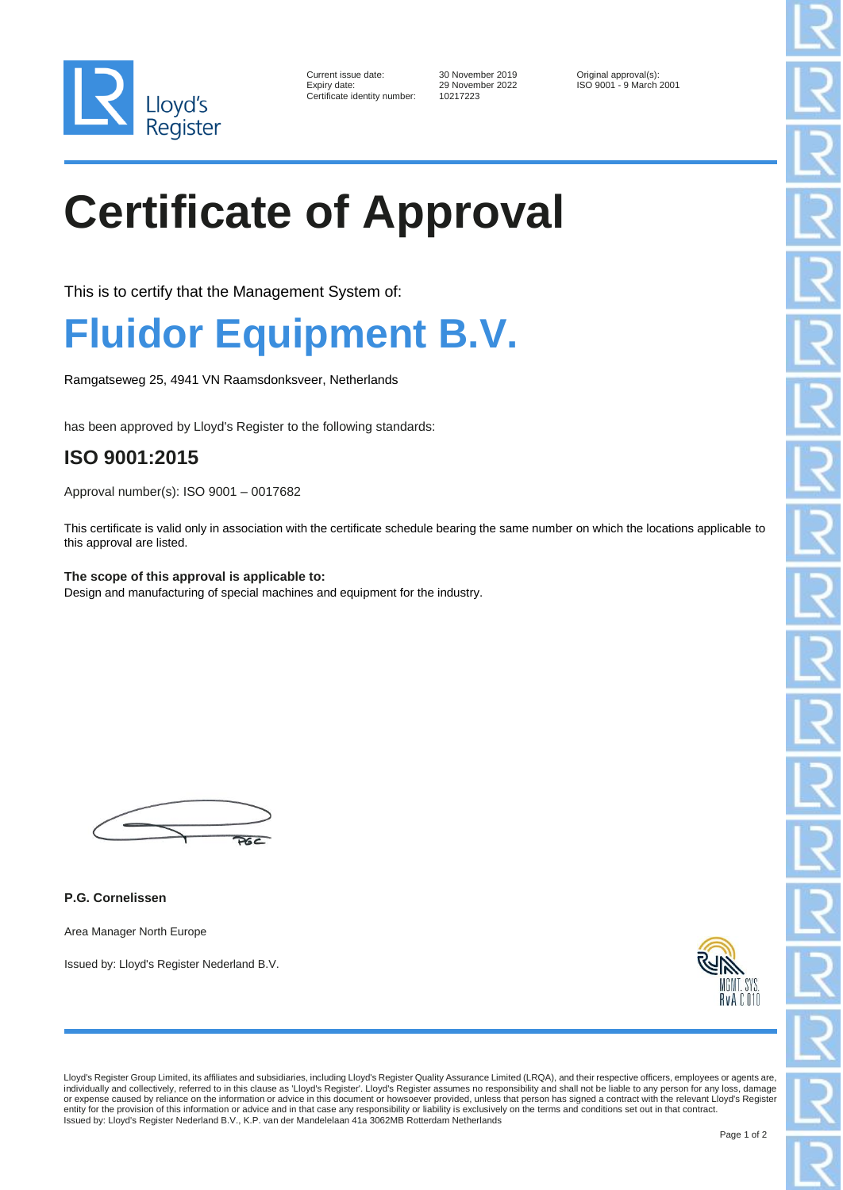Lloyd's Register

Current issue date: 30 November 2019
Expiry date: 29 November 2022
Certificate identity number: 10217223

Original approval(s):
ISO 9001 - 9 March 2001

# Certificate of Approval

This is to certify that the Management System of:

# Fluidor Equipment B.V.

Ramgatseweg 25, 4941 VN Raamsdonksveer, Netherlands

has been approved by Lloyd's Register to the following standards:

## ISO 9001:2015

Approval number(s): ISO 9001 – 0017682

This certificate is valid only in association with the certificate schedule bearing the same number on which the locations applicable to this approval are listed.

**The scope of this approval is applicable to:**
Design and manufacturing of special machines and equipment for the industry.

**P.G. Cornelissen**

Area Manager North Europe

Issued by: Lloyd's Register Nederland B.V.

MGMT. SYS.
RvA C 010

Lloyd's Register Group Limited, its affiliates and subsidiaries, including Lloyd's Register Quality Assurance Limited (LRQA), and their respective officers, employees or agents are, individually and collectively, referred to in this clause as 'Lloyd's Register'. Lloyd's Register assumes no responsibility and shall not be liable to any person for any loss, damage or expense caused by reliance on the information or advice in this document or howsoever provided, unless that person has signed a contract with the relevant Lloyd's Register entity for the provision of this information or advice and in that case any responsibility or liability is exclusively on the terms and conditions set out in that contract.
Issued by: Lloyd's Register Nederland B.V., K.P. van der Mandelelaan 41a 3062MB Rotterdam Netherlands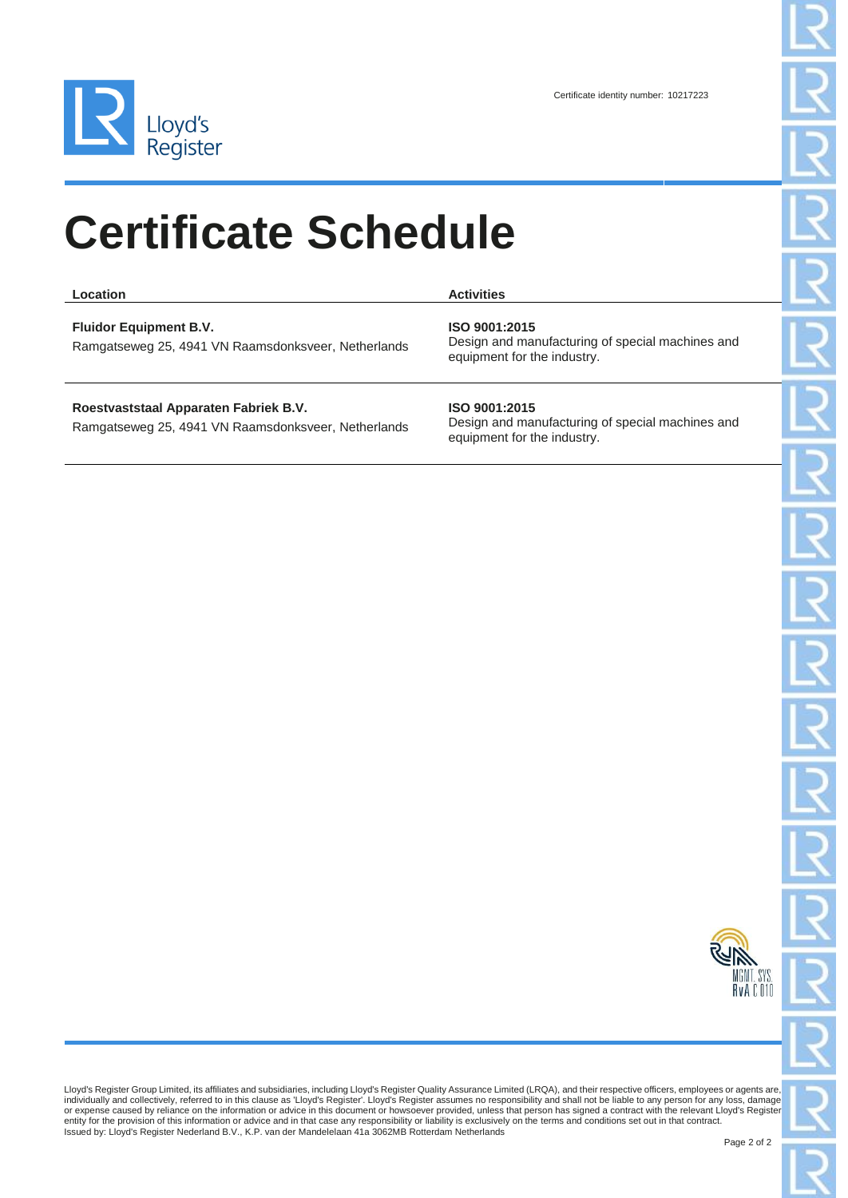Lloyd's Register

Certificate identity number: 10217223

# Certificate Schedule

| Location | Activities |
| --- | --- |
| **Fluidor Equipment B.V.**<br>Ramgatseweg 25, 4941 VN Raamsdonksveer, Netherlands | **ISO 9001:2015**<br>Design and manufacturing of special machines and equipment for the industry. |
| **Roestvaststaal Apparaten Fabriek B.V.**<br>Ramgatseweg 25, 4941 VN Raamsdonksveer, Netherlands | **ISO 9001:2015**<br>Design and manufacturing of special machines and equipment for the industry. |

MGMT. SYS.
RvA C 010

Lloyd's Register Group Limited, its affiliates and subsidiaries, including Lloyd's Register Quality Assurance Limited (LRQA), and their respective officers, employees or agents are, individually and collectively, referred to in this clause as 'Lloyd's Register'. Lloyd's Register assumes no responsibility and shall not be liable to any person for any loss, damage or expense caused by reliance on the information or advice in this document or howsoever provided, unless that person has signed a contract with the relevant Lloyd's Register entity for the provision of this information or advice and in that case any responsibility or liability is exclusively on the terms and conditions set out in that contract.
Issued by: Lloyd's Register Nederland B.V., K.P. van der Mandelelaan 41a 3062MB Rotterdam Netherlands